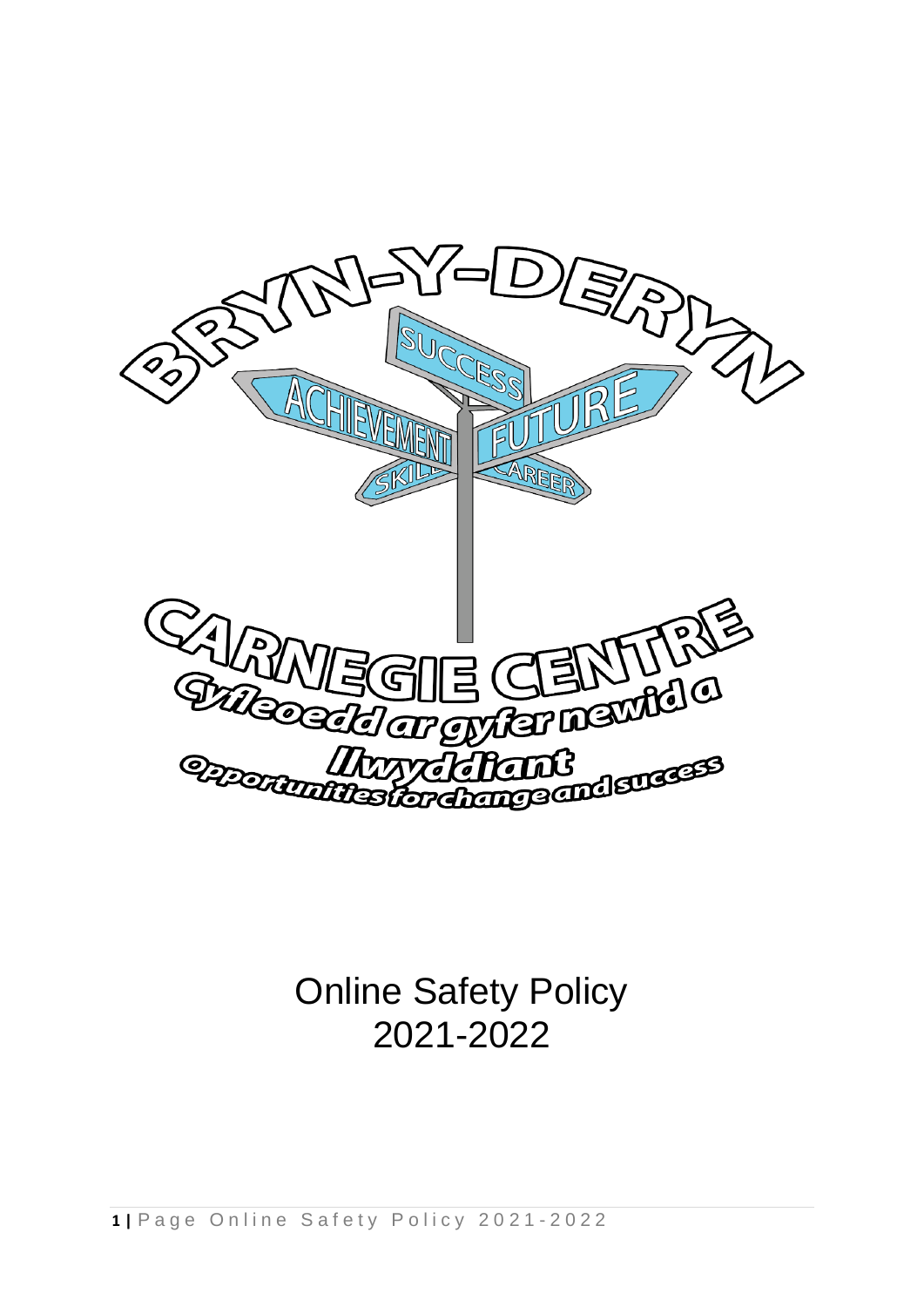BRYN-Y-DERYN

SUCCESS

ACHIEVEMENT

FUTURE

SKILL

CAREER

CARNEGIE CENTRE

Cyfleoedd ar gyfer newid a llwyddiant

Opportunities for change and success

# Online Safety Policy 2021-2022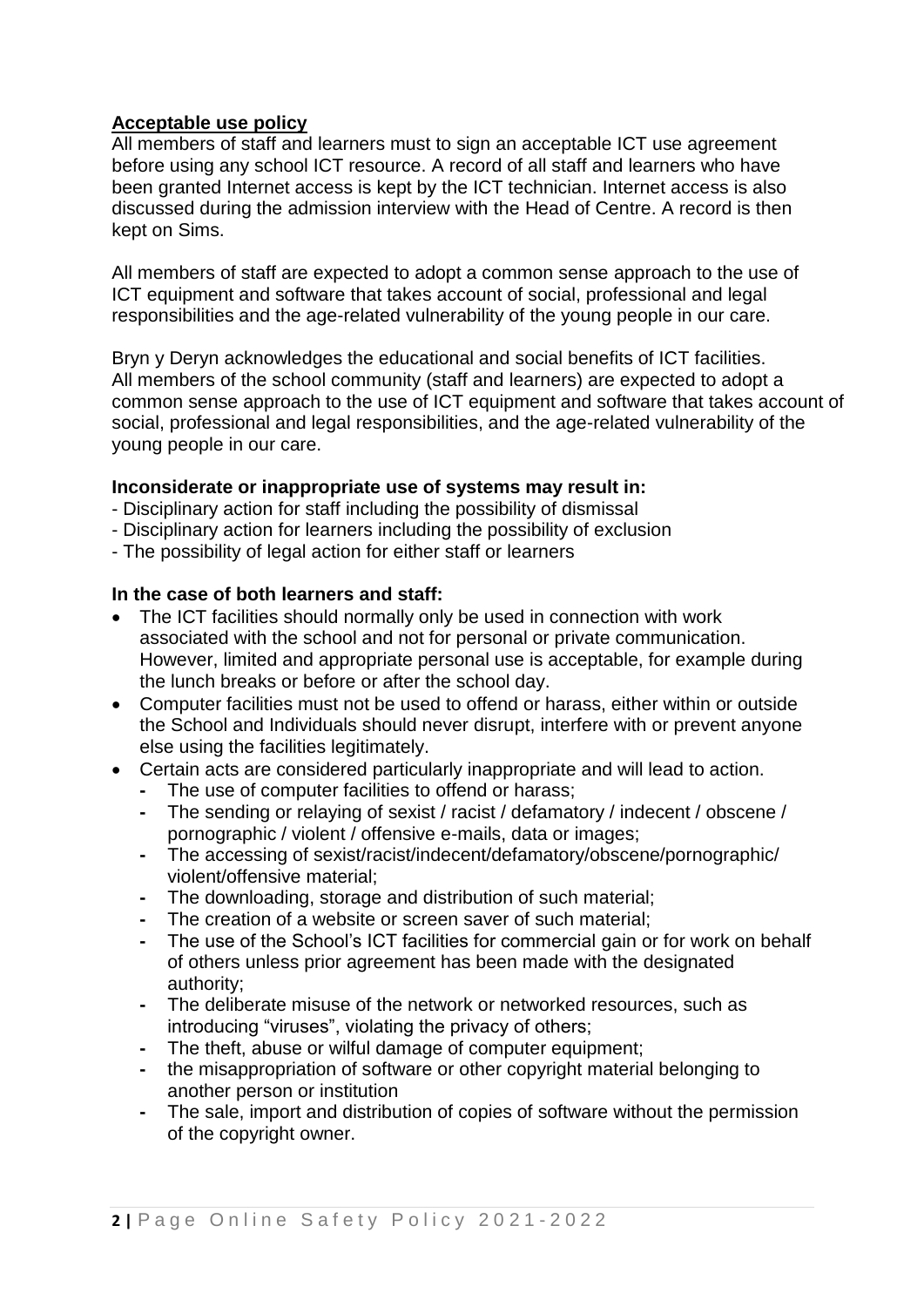## Acceptable use policy

All members of staff and learners must to sign an acceptable ICT use agreement before using any school ICT resource. A record of all staff and learners who have been granted Internet access is kept by the ICT technician. Internet access is also discussed during the admission interview with the Head of Centre. A record is then kept on Sims.

All members of staff are expected to adopt a common sense approach to the use of ICT equipment and software that takes account of social, professional and legal responsibilities and the age-related vulnerability of the young people in our care.

Bryn y Deryn acknowledges the educational and social benefits of ICT facilities. All members of the school community (staff and learners) are expected to adopt a common sense approach to the use of ICT equipment and software that takes account of social, professional and legal responsibilities, and the age-related vulnerability of the young people in our care.

**Inconsiderate or inappropriate use of systems may result in:**

- Disciplinary action for staff including the possibility of dismissal
- Disciplinary action for learners including the possibility of exclusion
- The possibility of legal action for either staff or learners

**In the case of both learners and staff:**

- The ICT facilities should normally only be used in connection with work associated with the school and not for personal or private communication. However, limited and appropriate personal use is acceptable, for example during the lunch breaks or before or after the school day.
- Computer facilities must not be used to offend or harass, either within or outside the School and Individuals should never disrupt, interfere with or prevent anyone else using the facilities legitimately.
- Certain acts are considered particularly inappropriate and will lead to action.
  - The use of computer facilities to offend or harass;
  - The sending or relaying of sexist / racist / defamatory / indecent / obscene / pornographic / violent / offensive e-mails, data or images;
  - The accessing of sexist/racist/indecent/defamatory/obscene/pornographic/violent/offensive material;
  - The downloading, storage and distribution of such material;
  - The creation of a website or screen saver of such material;
  - The use of the School's ICT facilities for commercial gain or for work on behalf of others unless prior agreement has been made with the designated authority;
  - The deliberate misuse of the network or networked resources, such as introducing "viruses", violating the privacy of others;
  - The theft, abuse or wilful damage of computer equipment;
  - the misappropriation of software or other copyright material belonging to another person or institution
  - The sale, import and distribution of copies of software without the permission of the copyright owner.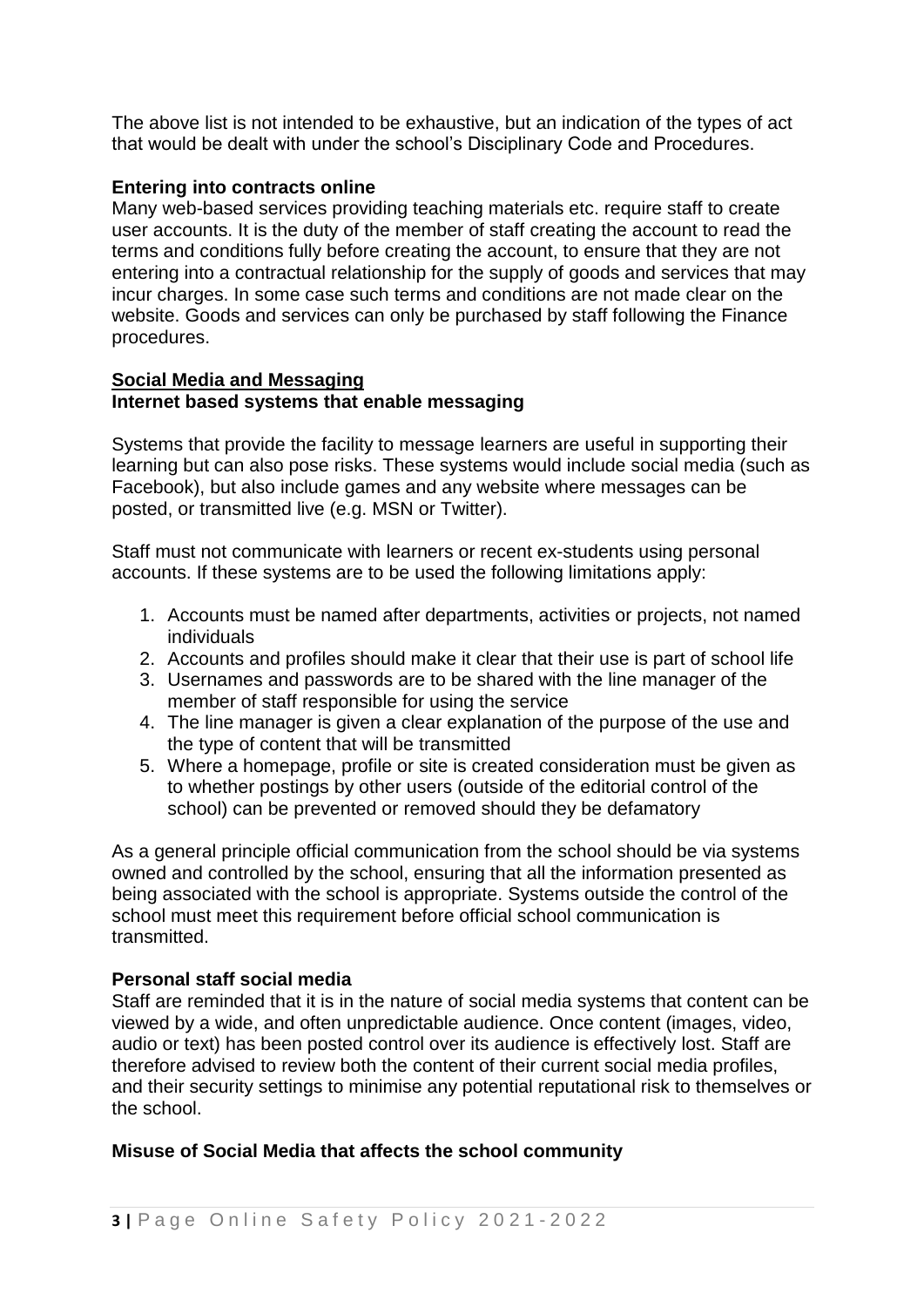The above list is not intended to be exhaustive, but an indication of the types of act that would be dealt with under the school's Disciplinary Code and Procedures.

**Entering into contracts online**

Many web-based services providing teaching materials etc. require staff to create user accounts. It is the duty of the member of staff creating the account to read the terms and conditions fully before creating the account, to ensure that they are not entering into a contractual relationship for the supply of goods and services that may incur charges. In some case such terms and conditions are not made clear on the website. Goods and services can only be purchased by staff following the Finance procedures.

**Social Media and Messaging**

**Internet based systems that enable messaging**

Systems that provide the facility to message learners are useful in supporting their learning but can also pose risks. These systems would include social media (such as Facebook), but also include games and any website where messages can be posted, or transmitted live (e.g. MSN or Twitter).

Staff must not communicate with learners or recent ex-students using personal accounts. If these systems are to be used the following limitations apply:

1. Accounts must be named after departments, activities or projects, not named individuals
2. Accounts and profiles should make it clear that their use is part of school life
3. Usernames and passwords are to be shared with the line manager of the member of staff responsible for using the service
4. The line manager is given a clear explanation of the purpose of the use and the type of content that will be transmitted
5. Where a homepage, profile or site is created consideration must be given as to whether postings by other users (outside of the editorial control of the school) can be prevented or removed should they be defamatory

As a general principle official communication from the school should be via systems owned and controlled by the school, ensuring that all the information presented as being associated with the school is appropriate. Systems outside the control of the school must meet this requirement before official school communication is transmitted.

**Personal staff social media**

Staff are reminded that it is in the nature of social media systems that content can be viewed by a wide, and often unpredictable audience. Once content (images, video, audio or text) has been posted control over its audience is effectively lost. Staff are therefore advised to review both the content of their current social media profiles, and their security settings to minimise any potential reputational risk to themselves or the school.

**Misuse of Social Media that affects the school community**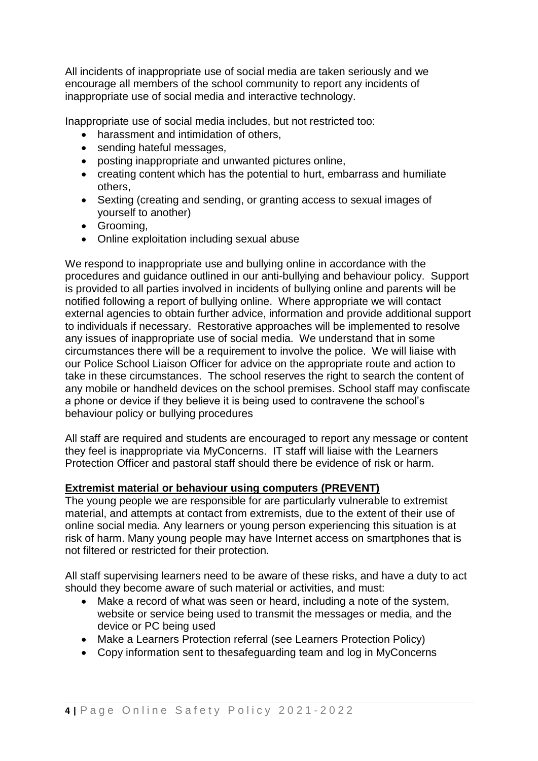All incidents of inappropriate use of social media are taken seriously and we encourage all members of the school community to report any incidents of inappropriate use of social media and interactive technology.

Inappropriate use of social media includes, but not restricted too:

- harassment and intimidation of others,
- sending hateful messages,
- posting inappropriate and unwanted pictures online,
- creating content which has the potential to hurt, embarrass and humiliate others,
- Sexting (creating and sending, or granting access to sexual images of yourself to another)
- Grooming,
- Online exploitation including sexual abuse

We respond to inappropriate use and bullying online in accordance with the procedures and guidance outlined in our anti-bullying and behaviour policy. Support is provided to all parties involved in incidents of bullying online and parents will be notified following a report of bullying online. Where appropriate we will contact external agencies to obtain further advice, information and provide additional support to individuals if necessary. Restorative approaches will be implemented to resolve any issues of inappropriate use of social media. We understand that in some circumstances there will be a requirement to involve the police. We will liaise with our Police School Liaison Officer for advice on the appropriate route and action to take in these circumstances. The school reserves the right to search the content of any mobile or handheld devices on the school premises. School staff may confiscate a phone or device if they believe it is being used to contravene the school's behaviour policy or bullying procedures

All staff are required and students are encouraged to report any message or content they feel is inappropriate via MyConcerns. IT staff will liaise with the Learners Protection Officer and pastoral staff should there be evidence of risk or harm.

**Extremist material or behaviour using computers (PREVENT)**

The young people we are responsible for are particularly vulnerable to extremist material, and attempts at contact from extremists, due to the extent of their use of online social media. Any learners or young person experiencing this situation is at risk of harm. Many young people may have Internet access on smartphones that is not filtered or restricted for their protection.

All staff supervising learners need to be aware of these risks, and have a duty to act should they become aware of such material or activities, and must:

- Make a record of what was seen or heard, including a note of the system, website or service being used to transmit the messages or media, and the device or PC being used
- Make a Learners Protection referral (see Learners Protection Policy)
- Copy information sent to thesafeguarding team and log in MyConcerns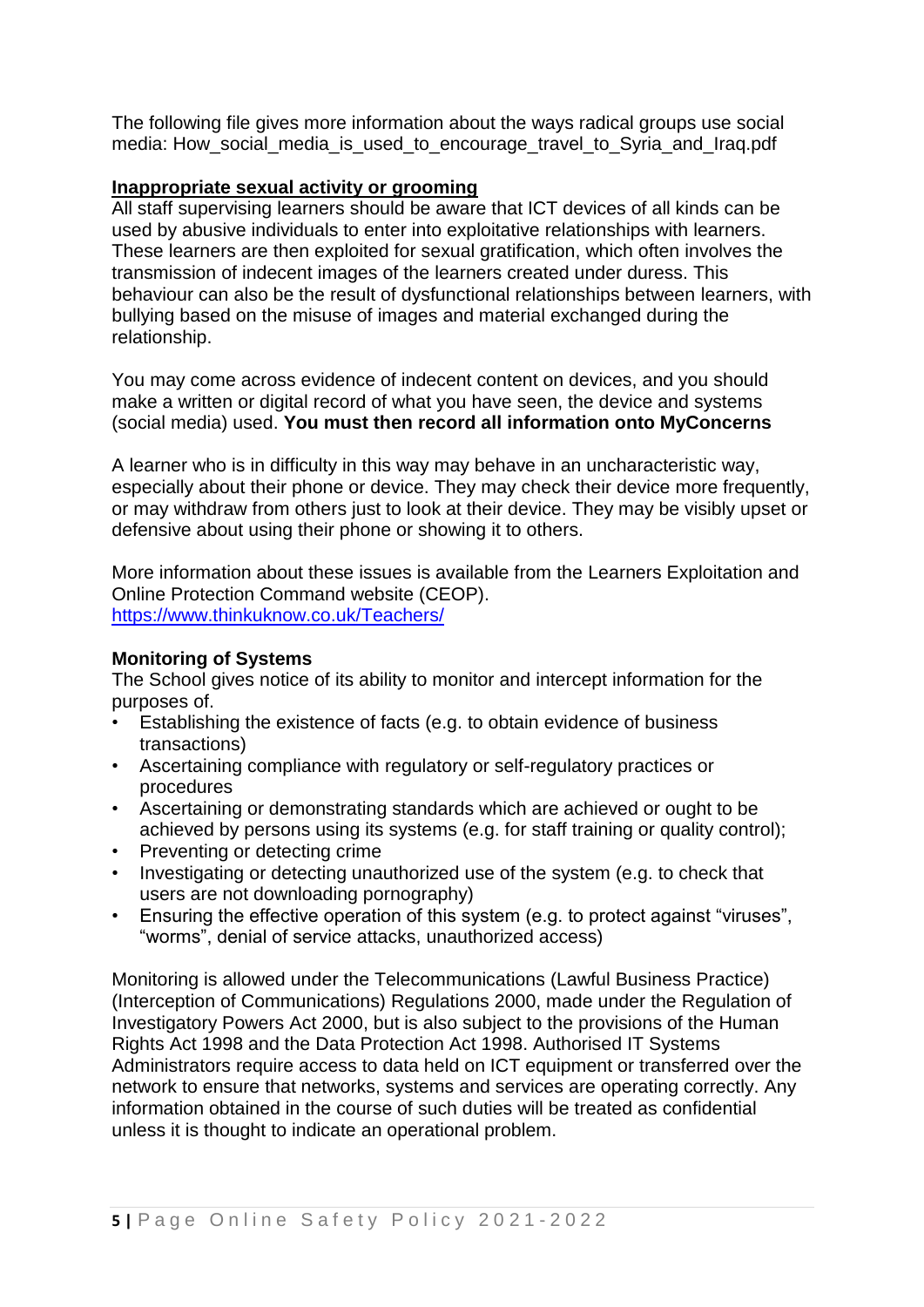The following file gives more information about the ways radical groups use social media: How_social_media_is_used_to_encourage_travel_to_Syria_and_Iraq.pdf

## Inappropriate sexual activity or grooming

All staff supervising learners should be aware that ICT devices of all kinds can be used by abusive individuals to enter into exploitative relationships with learners. These learners are then exploited for sexual gratification, which often involves the transmission of indecent images of the learners created under duress. This behaviour can also be the result of dysfunctional relationships between learners, with bullying based on the misuse of images and material exchanged during the relationship.

You may come across evidence of indecent content on devices, and you should make a written or digital record of what you have seen, the device and systems (social media) used. **You must then record all information onto MyConcerns**

A learner who is in difficulty in this way may behave in an uncharacteristic way, especially about their phone or device. They may check their device more frequently, or may withdraw from others just to look at their device. They may be visibly upset or defensive about using their phone or showing it to others.

More information about these issues is available from the Learners Exploitation and Online Protection Command website (CEOP).
https://www.thinkuknow.co.uk/Teachers/

## Monitoring of Systems

The School gives notice of its ability to monitor and intercept information for the purposes of.

- Establishing the existence of facts (e.g. to obtain evidence of business transactions)
- Ascertaining compliance with regulatory or self-regulatory practices or procedures
- Ascertaining or demonstrating standards which are achieved or ought to be achieved by persons using its systems (e.g. for staff training or quality control);
- Preventing or detecting crime
- Investigating or detecting unauthorized use of the system (e.g. to check that users are not downloading pornography)
- Ensuring the effective operation of this system (e.g. to protect against "viruses", "worms", denial of service attacks, unauthorized access)

Monitoring is allowed under the Telecommunications (Lawful Business Practice) (Interception of Communications) Regulations 2000, made under the Regulation of Investigatory Powers Act 2000, but is also subject to the provisions of the Human Rights Act 1998 and the Data Protection Act 1998. Authorised IT Systems Administrators require access to data held on ICT equipment or transferred over the network to ensure that networks, systems and services are operating correctly. Any information obtained in the course of such duties will be treated as confidential unless it is thought to indicate an operational problem.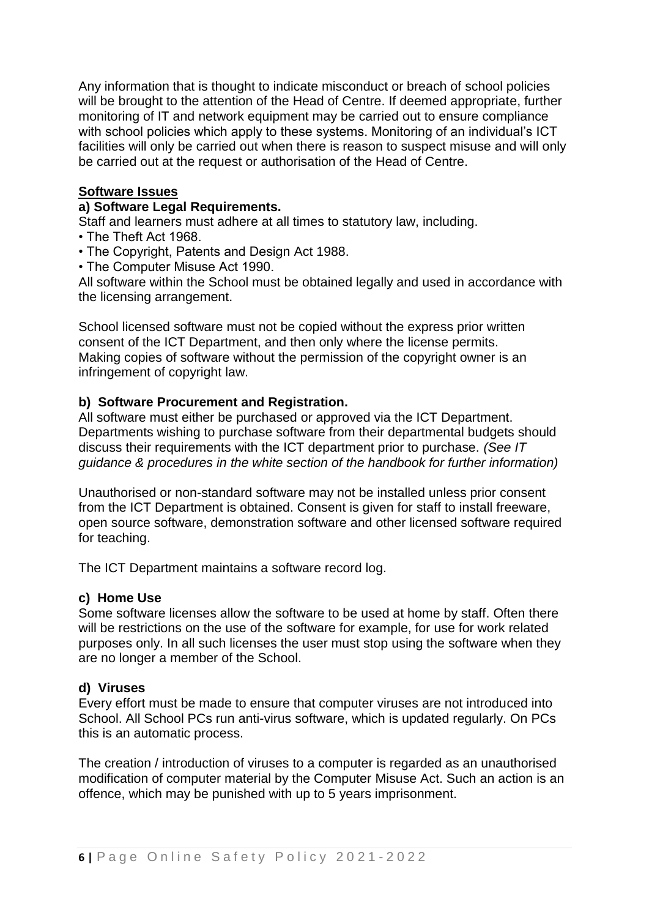Any information that is thought to indicate misconduct or breach of school policies will be brought to the attention of the Head of Centre. If deemed appropriate, further monitoring of IT and network equipment may be carried out to ensure compliance with school policies which apply to these systems. Monitoring of an individual's ICT facilities will only be carried out when there is reason to suspect misuse and will only be carried out at the request or authorisation of the Head of Centre.

## Software Issues

### a) Software Legal Requirements.

Staff and learners must adhere at all times to statutory law, including.

- The Theft Act 1968.
- The Copyright, Patents and Design Act 1988.
- The Computer Misuse Act 1990.

All software within the School must be obtained legally and used in accordance with the licensing arrangement.

School licensed software must not be copied without the express prior written consent of the ICT Department, and then only where the license permits. Making copies of software without the permission of the copyright owner is an infringement of copyright law.

### b) Software Procurement and Registration.

All software must either be purchased or approved via the ICT Department. Departments wishing to purchase software from their departmental budgets should discuss their requirements with the ICT department prior to purchase. *(See IT guidance & procedures in the white section of the handbook for further information)*

Unauthorised or non-standard software may not be installed unless prior consent from the ICT Department is obtained. Consent is given for staff to install freeware, open source software, demonstration software and other licensed software required for teaching.

The ICT Department maintains a software record log.

### c) Home Use

Some software licenses allow the software to be used at home by staff. Often there will be restrictions on the use of the software for example, for use for work related purposes only. In all such licenses the user must stop using the software when they are no longer a member of the School.

### d) Viruses

Every effort must be made to ensure that computer viruses are not introduced into School. All School PCs run anti-virus software, which is updated regularly. On PCs this is an automatic process.

The creation / introduction of viruses to a computer is regarded as an unauthorised modification of computer material by the Computer Misuse Act. Such an action is an offence, which may be punished with up to 5 years imprisonment.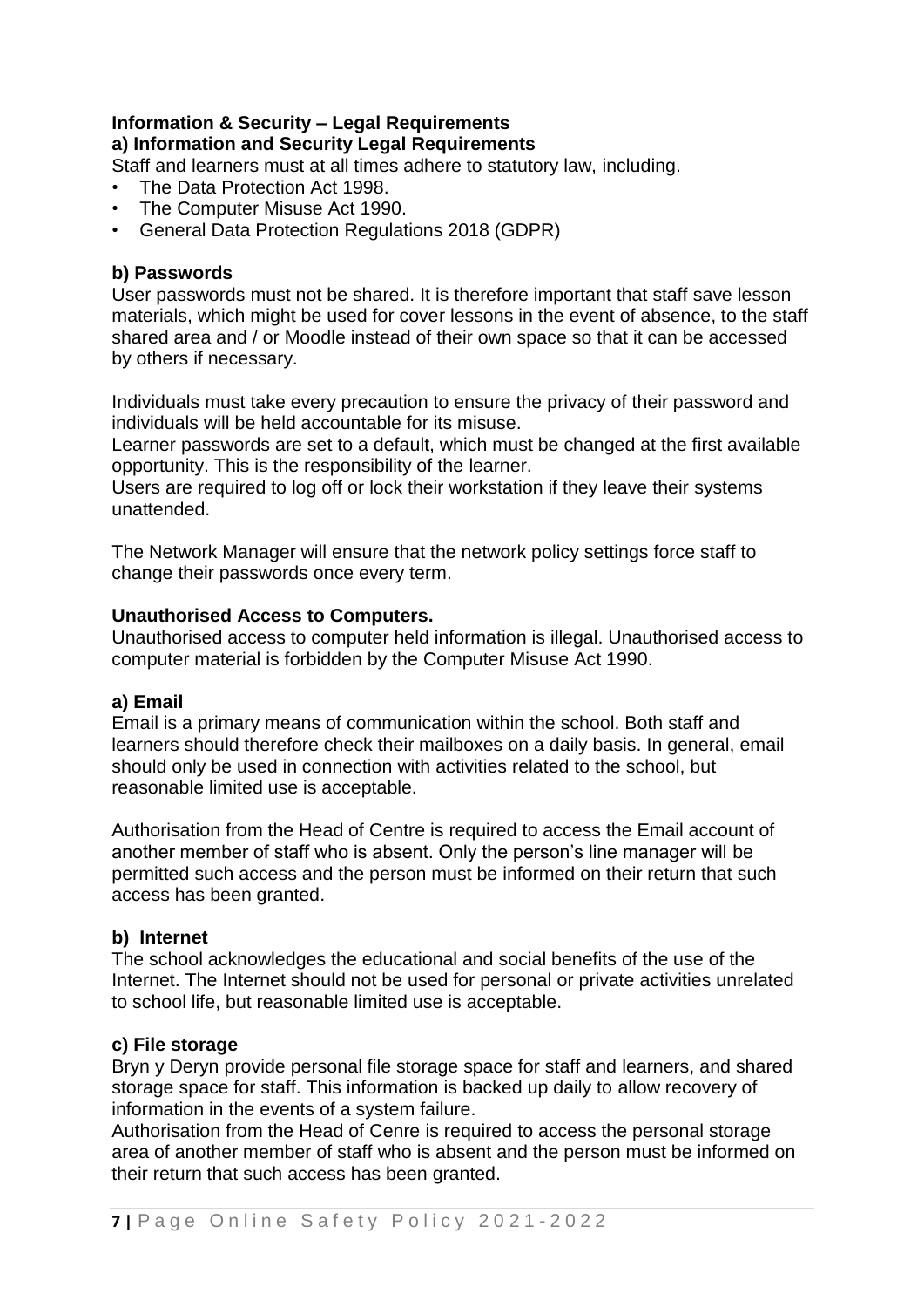**Information & Security – Legal Requirements**

**a) Information and Security Legal Requirements**

Staff and learners must at all times adhere to statutory law, including.

- The Data Protection Act 1998.
- The Computer Misuse Act 1990.
- General Data Protection Regulations 2018 (GDPR)

**b) Passwords**

User passwords must not be shared. It is therefore important that staff save lesson materials, which might be used for cover lessons in the event of absence, to the staff shared area and / or Moodle instead of their own space so that it can be accessed by others if necessary.

Individuals must take every precaution to ensure the privacy of their password and individuals will be held accountable for its misuse.

Learner passwords are set to a default, which must be changed at the first available opportunity. This is the responsibility of the learner.

Users are required to log off or lock their workstation if they leave their systems unattended.

The Network Manager will ensure that the network policy settings force staff to change their passwords once every term.

**Unauthorised Access to Computers.**

Unauthorised access to computer held information is illegal. Unauthorised access to computer material is forbidden by the Computer Misuse Act 1990.

**a) Email**

Email is a primary means of communication within the school. Both staff and learners should therefore check their mailboxes on a daily basis. In general, email should only be used in connection with activities related to the school, but reasonable limited use is acceptable.

Authorisation from the Head of Centre is required to access the Email account of another member of staff who is absent. Only the person's line manager will be permitted such access and the person must be informed on their return that such access has been granted.

**b) Internet**

The school acknowledges the educational and social benefits of the use of the Internet. The Internet should not be used for personal or private activities unrelated to school life, but reasonable limited use is acceptable.

**c) File storage**

Bryn y Deryn provide personal file storage space for staff and learners, and shared storage space for staff. This information is backed up daily to allow recovery of information in the events of a system failure.

Authorisation from the Head of Cenre is required to access the personal storage area of another member of staff who is absent and the person must be informed on their return that such access has been granted.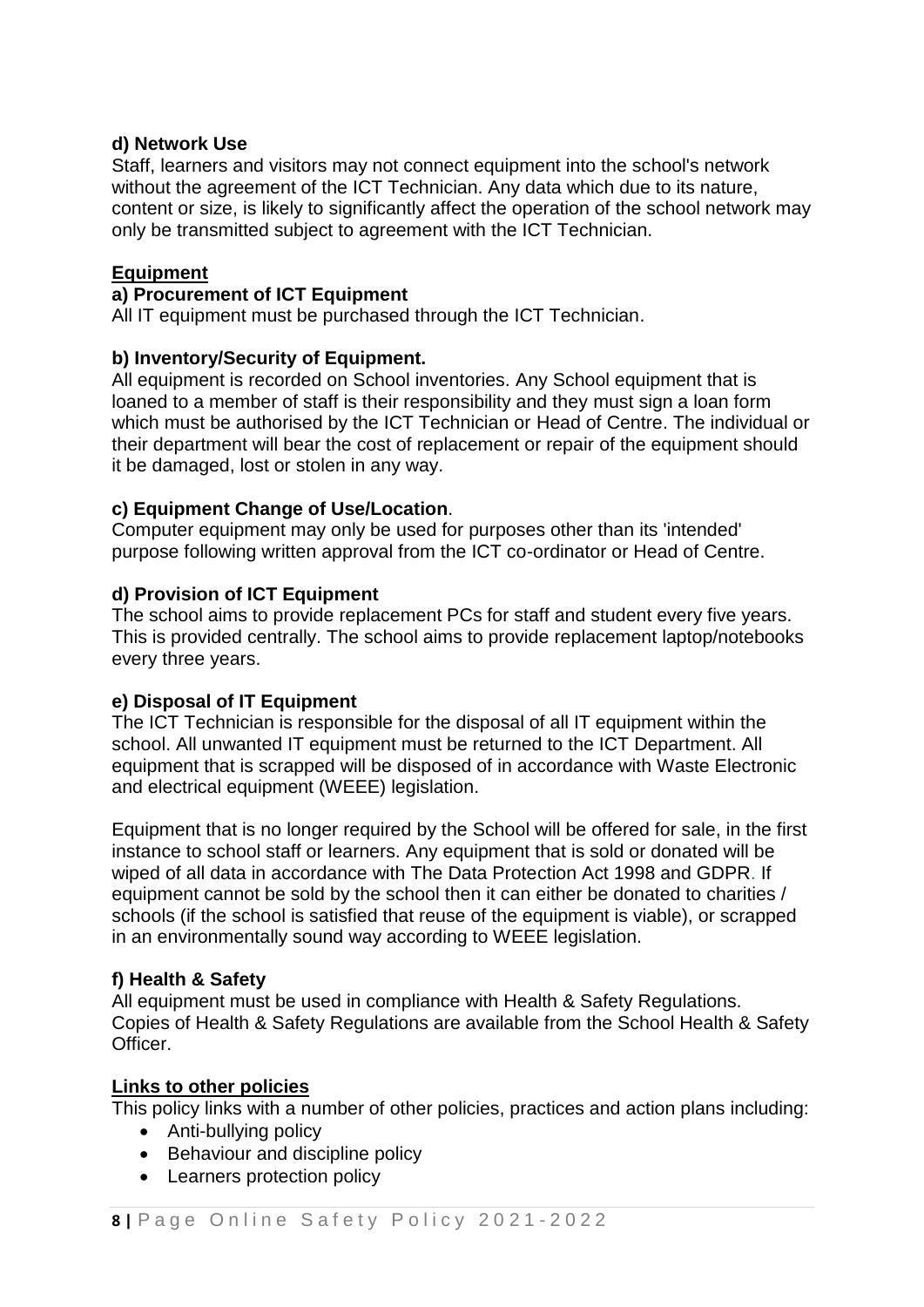**d) Network Use**

Staff, learners and visitors may not connect equipment into the school's network without the agreement of the ICT Technician. Any data which due to its nature, content or size, is likely to significantly affect the operation of the school network may only be transmitted subject to agreement with the ICT Technician.

## Equipment

**a) Procurement of ICT Equipment**

All IT equipment must be purchased through the ICT Technician.

**b) Inventory/Security of Equipment.**

All equipment is recorded on School inventories. Any School equipment that is loaned to a member of staff is their responsibility and they must sign a loan form which must be authorised by the ICT Technician or Head of Centre. The individual or their department will bear the cost of replacement or repair of the equipment should it be damaged, lost or stolen in any way.

**c) Equipment Change of Use/Location**.

Computer equipment may only be used for purposes other than its 'intended' purpose following written approval from the ICT co-ordinator or Head of Centre.

**d) Provision of ICT Equipment**

The school aims to provide replacement PCs for staff and student every five years. This is provided centrally. The school aims to provide replacement laptop/notebooks every three years.

**e) Disposal of IT Equipment**

The ICT Technician is responsible for the disposal of all IT equipment within the school. All unwanted IT equipment must be returned to the ICT Department. All equipment that is scrapped will be disposed of in accordance with Waste Electronic and electrical equipment (WEEE) legislation.

Equipment that is no longer required by the School will be offered for sale, in the first instance to school staff or learners. Any equipment that is sold or donated will be wiped of all data in accordance with The Data Protection Act 1998 and GDPR. If equipment cannot be sold by the school then it can either be donated to charities / schools (if the school is satisfied that reuse of the equipment is viable), or scrapped in an environmentally sound way according to WEEE legislation.

**f) Health & Safety**

All equipment must be used in compliance with Health & Safety Regulations. Copies of Health & Safety Regulations are available from the School Health & Safety Officer.

## Links to other policies

This policy links with a number of other policies, practices and action plans including:

- Anti-bullying policy
- Behaviour and discipline policy
- Learners protection policy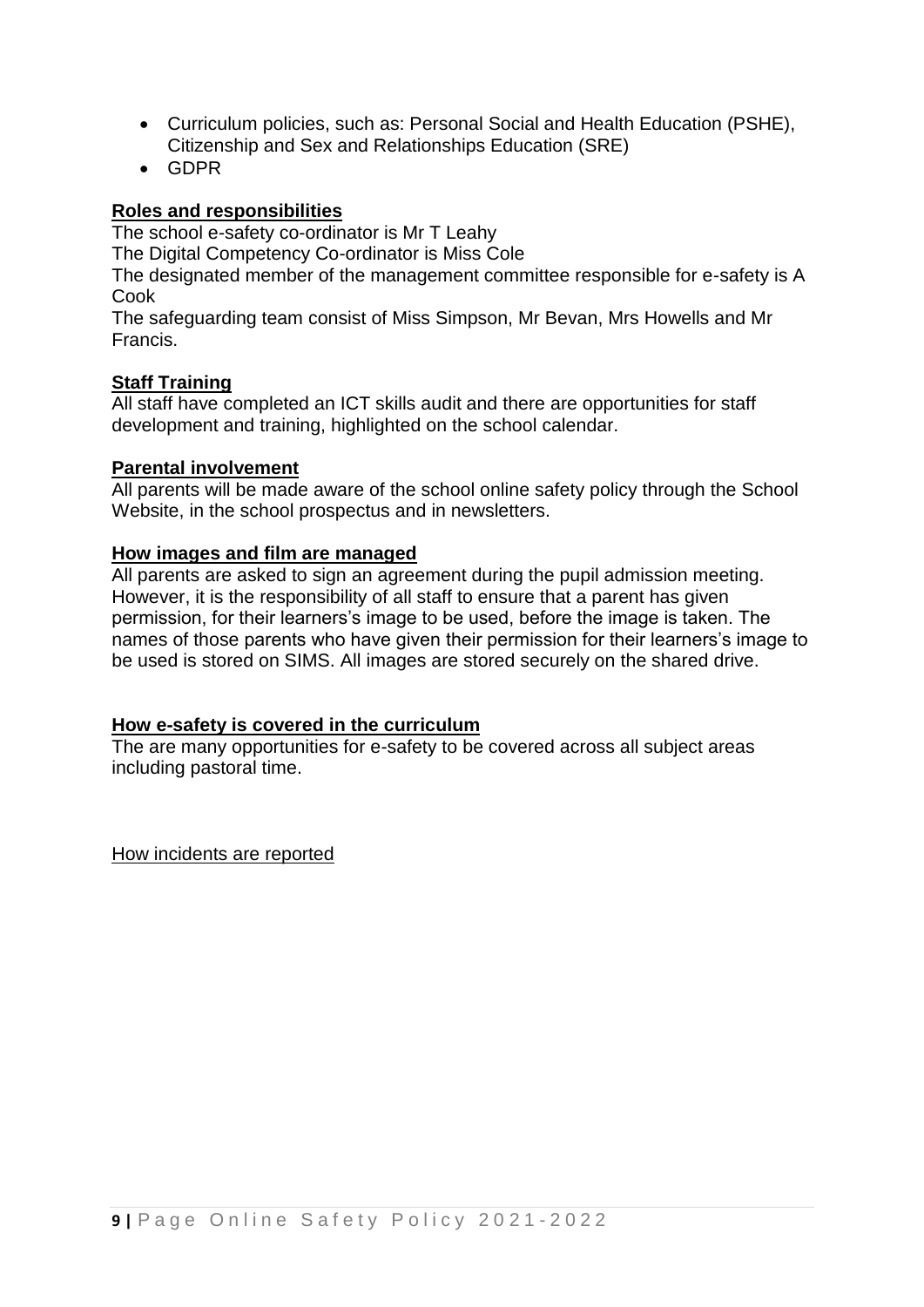- Curriculum policies, such as: Personal Social and Health Education (PSHE), Citizenship and Sex and Relationships Education (SRE)
- GDPR

**Roles and responsibilities**

The school e-safety co-ordinator is Mr T Leahy
The Digital Competency Co-ordinator is Miss Cole
The designated member of the management committee responsible for e-safety is A Cook
The safeguarding team consist of Miss Simpson, Mr Bevan, Mrs Howells and Mr Francis.

**Staff Training**

All staff have completed an ICT skills audit and there are opportunities for staff development and training, highlighted on the school calendar.

**Parental involvement**

All parents will be made aware of the school online safety policy through the School Website, in the school prospectus and in newsletters.

**How images and film are managed**

All parents are asked to sign an agreement during the pupil admission meeting. However, it is the responsibility of all staff to ensure that a parent has given permission, for their learners's image to be used, before the image is taken. The names of those parents who have given their permission for their learners's image to be used is stored on SIMS. All images are stored securely on the shared drive.

**How e-safety is covered in the curriculum**

The are many opportunities for e-safety to be covered across all subject areas including pastoral time.

How incidents are reported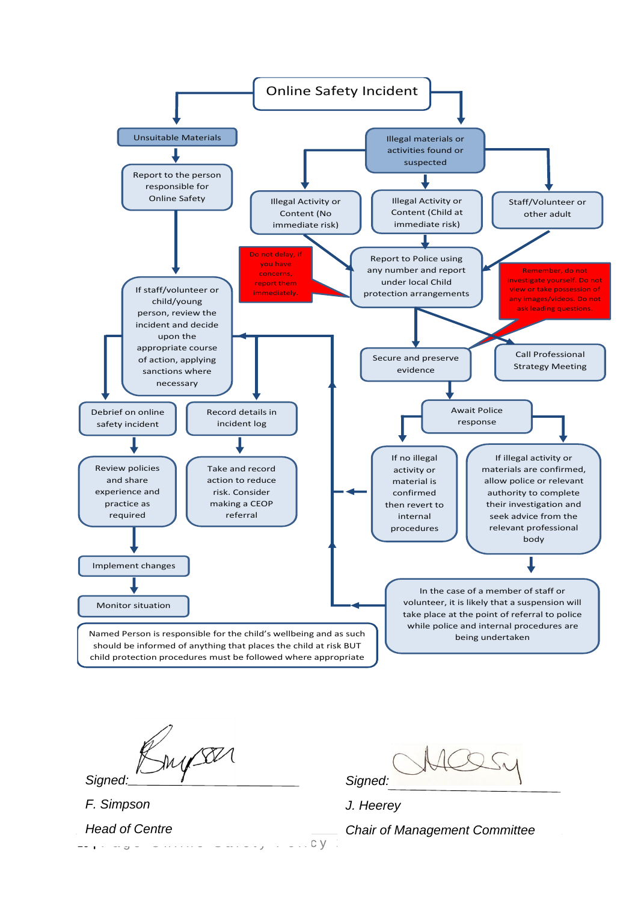Online Safety Incident

Unsuitable Materials

Report to the person responsible for Online Safety

If staff/volunteer or child/young person, review the incident and decide upon the appropriate course of action, applying sanctions where necessary

Debrief on online safety incident

Review policies and share experience and practice as required

Implement changes

Monitor situation

Record details in incident log

Take and record action to reduce risk. Consider making a CEOP referral

Illegal materials or activities found or suspected

Illegal Activity or Content (No immediate risk)

Illegal Activity or Content (Child at immediate risk)

Staff/Volunteer or other adult

Do not delay, if you have concerns, report them immediately.

Report to Police using any number and report under local Child protection arrangements

Remember, do not investigate yourself. Do not view or take possession of any images/videos. Do not ask leading questions.

Secure and preserve evidence

Call Professional Strategy Meeting

Await Police response

If no illegal activity or material is confirmed then revert to internal procedures

If illegal activity or materials are confirmed, allow police or relevant authority to complete their investigation and seek advice from the relevant professional body

In the case of a member of staff or volunteer, it is likely that a suspension will take place at the point of referral to police while police and internal procedures are being undertaken

Named Person is responsible for the child's wellbeing and as such should be informed of anything that places the child at risk BUT child protection procedures must be followed where appropriate

*Signed:*

*F. Simpson*

*Head of Centre*

*Signed:*

*J. Heerey*

*Chair of Management Committee*